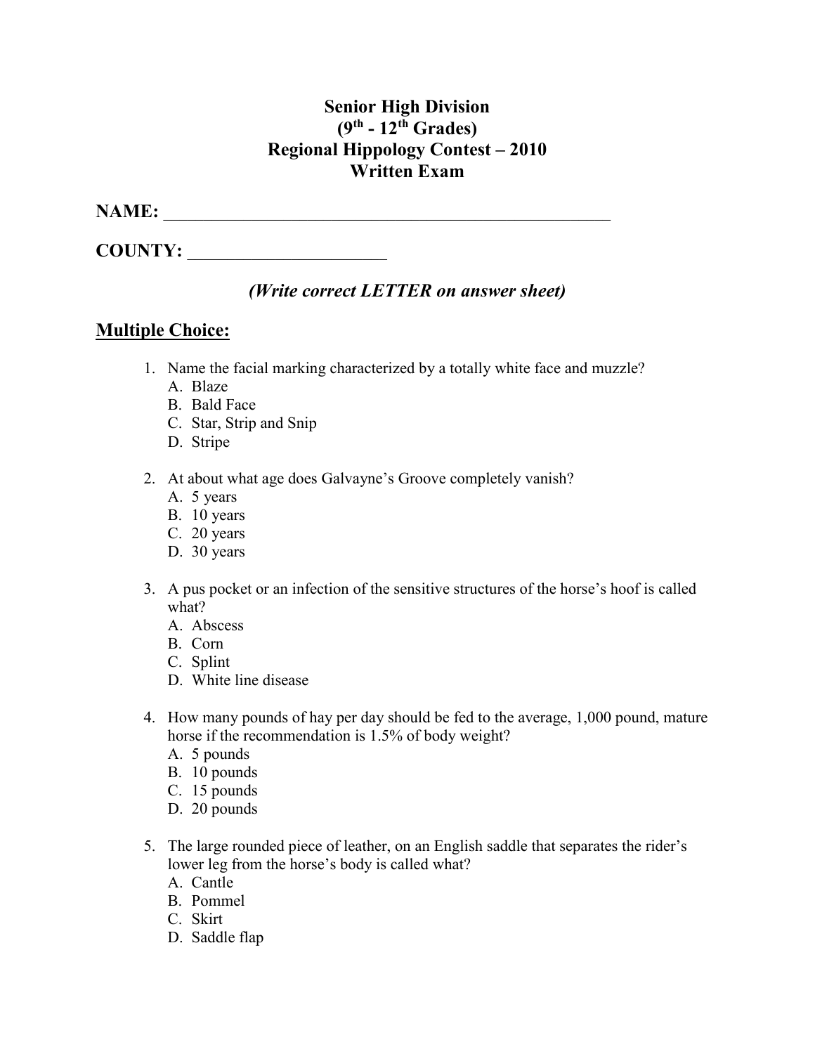# Senior High Division
# ($9^{th}$ - $12^{th}$ Grades)
# Regional Hippology Contest – 2010
# Written Exam

**NAME:** \_\_\_\_\_\_\_\_\_\_\_\_\_\_\_\_\_\_\_\_\_\_\_\_\_\_\_\_\_\_\_\_\_\_\_\_\_\_\_\_\_\_\_\_\_\_\_\_\_\_\_\_

**COUNTY:** \_\_\_\_\_\_\_\_\_\_\_\_\_\_\_\_\_\_\_\_\_\_

***(Write correct LETTER on answer sheet)***

## Multiple Choice:

1. Name the facial marking characterized by a totally white face and muzzle?
   A. Blaze
   B. Bald Face
   C. Star, Strip and Snip
   D. Stripe

2. At about what age does Galvayne's Groove completely vanish?
   A. 5 years
   B. 10 years
   C. 20 years
   D. 30 years

3. A pus pocket or an infection of the sensitive structures of the horse's hoof is called what?
   A. Abscess
   B. Corn
   C. Splint
   D. White line disease

4. How many pounds of hay per day should be fed to the average, 1,000 pound, mature horse if the recommendation is 1.5% of body weight?
   A. 5 pounds
   B. 10 pounds
   C. 15 pounds
   D. 20 pounds

5. The large rounded piece of leather, on an English saddle that separates the rider's lower leg from the horse's body is called what?
   A. Cantle
   B. Pommel
   C. Skirt
   D. Saddle flap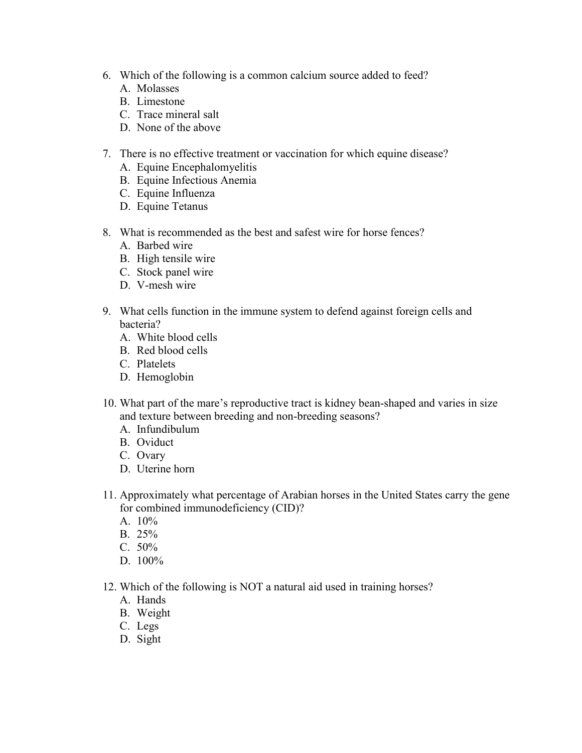6. Which of the following is a common calcium source added to feed?
   A. Molasses
   B. Limestone
   C. Trace mineral salt
   D. None of the above

7. There is no effective treatment or vaccination for which equine disease?
   A. Equine Encephalomyelitis
   B. Equine Infectious Anemia
   C. Equine Influenza
   D. Equine Tetanus

8. What is recommended as the best and safest wire for horse fences?
   A. Barbed wire
   B. High tensile wire
   C. Stock panel wire
   D. V-mesh wire

9. What cells function in the immune system to defend against foreign cells and bacteria?
   A. White blood cells
   B. Red blood cells
   C. Platelets
   D. Hemoglobin

10. What part of the mare's reproductive tract is kidney bean-shaped and varies in size and texture between breeding and non-breeding seasons?
    A. Infundibulum
    B. Oviduct
    C. Ovary
    D. Uterine horn

11. Approximately what percentage of Arabian horses in the United States carry the gene for combined immunodeficiency (CID)?
    A. 10%
    B. 25%
    C. 50%
    D. 100%

12. Which of the following is NOT a natural aid used in training horses?
    A. Hands
    B. Weight
    C. Legs
    D. Sight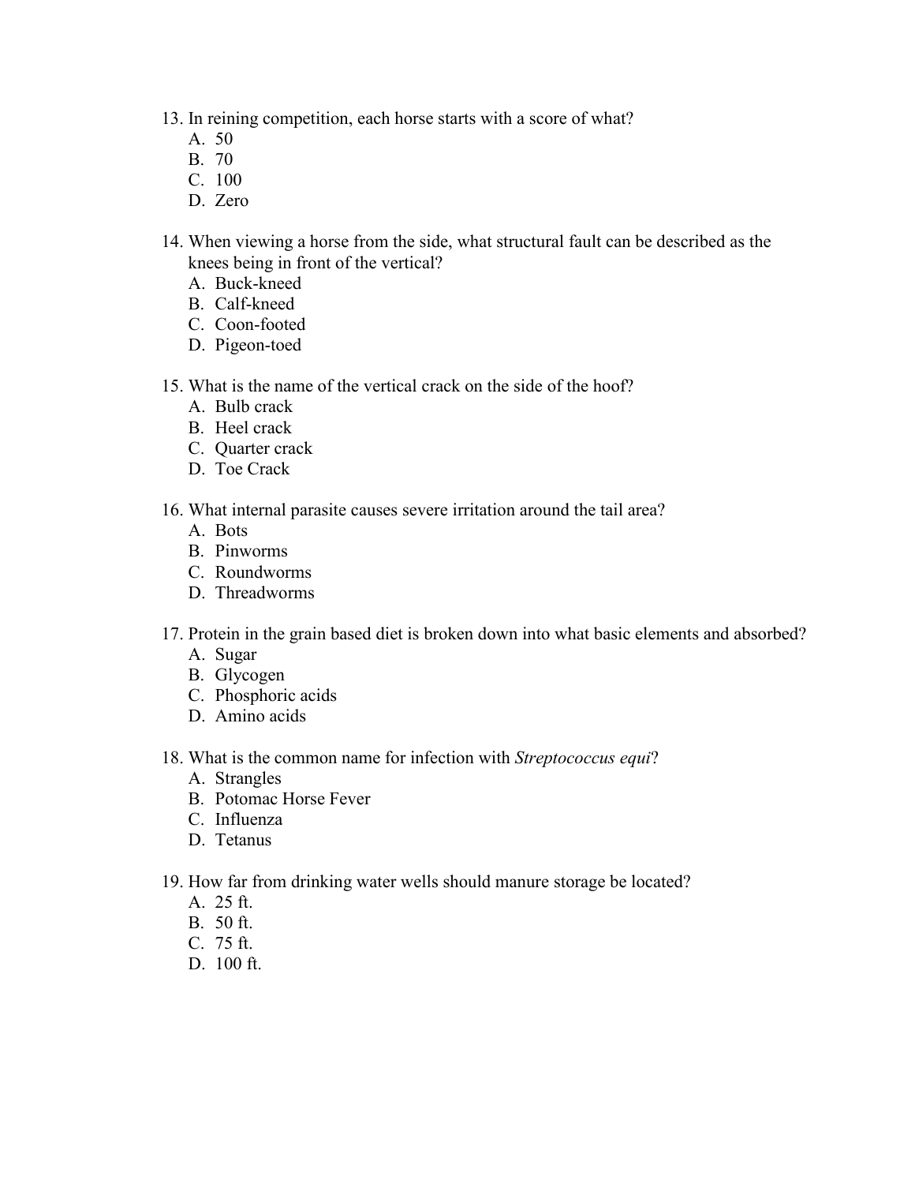13. In reining competition, each horse starts with a score of what?
    A. 50
    B. 70
    C. 100
    D. Zero

14. When viewing a horse from the side, what structural fault can be described as the knees being in front of the vertical?
    A. Buck-kneed
    B. Calf-kneed
    C. Coon-footed
    D. Pigeon-toed

15. What is the name of the vertical crack on the side of the hoof?
    A. Bulb crack
    B. Heel crack
    C. Quarter crack
    D. Toe Crack

16. What internal parasite causes severe irritation around the tail area?
    A. Bots
    B. Pinworms
    C. Roundworms
    D. Threadworms

17. Protein in the grain based diet is broken down into what basic elements and absorbed?
    A. Sugar
    B. Glycogen
    C. Phosphoric acids
    D. Amino acids

18. What is the common name for infection with *Streptococcus equi*?
    A. Strangles
    B. Potomac Horse Fever
    C. Influenza
    D. Tetanus

19. How far from drinking water wells should manure storage be located?
    A. 25 ft.
    B. 50 ft.
    C. 75 ft.
    D. 100 ft.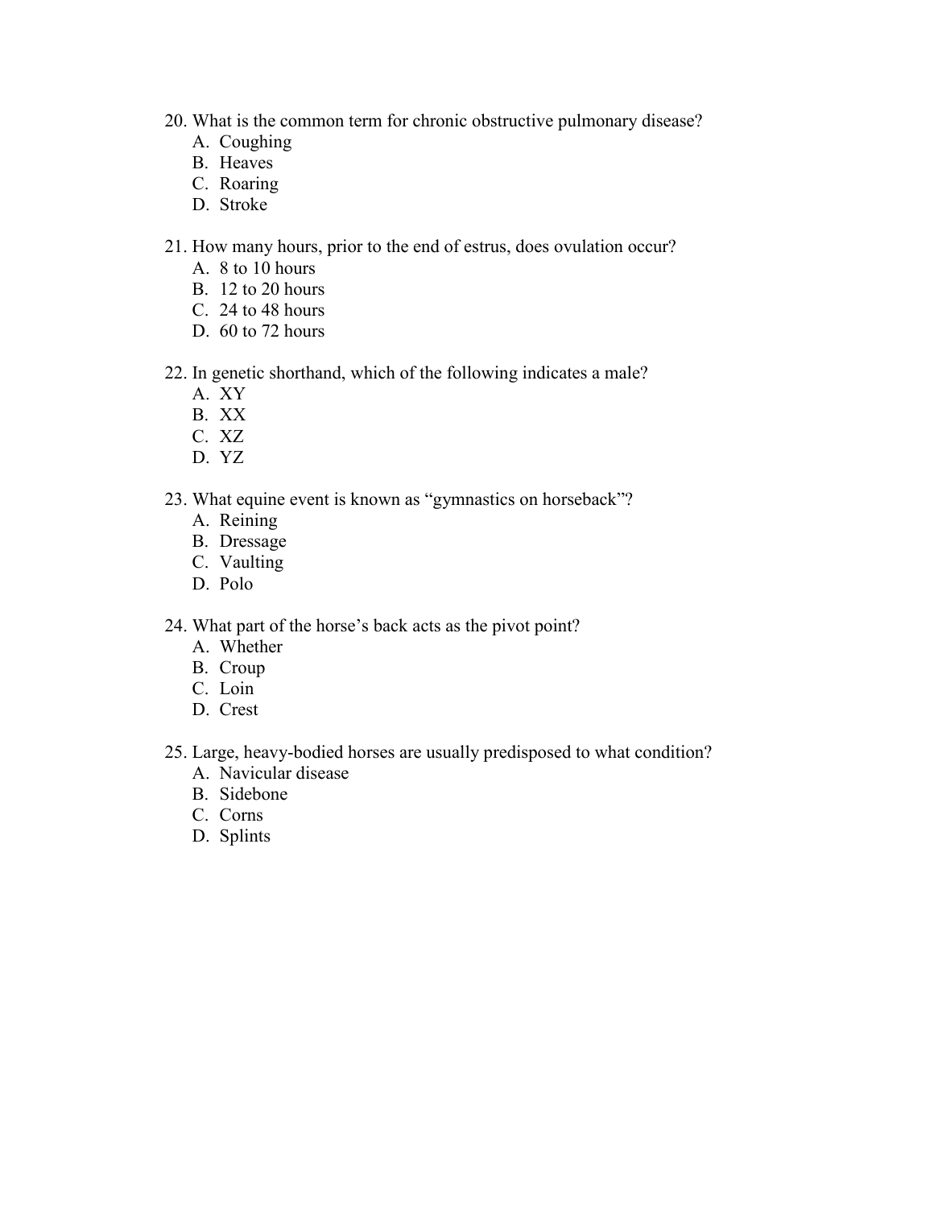20. What is the common term for chronic obstructive pulmonary disease?
    A. Coughing
    B. Heaves
    C. Roaring
    D. Stroke

21. How many hours, prior to the end of estrus, does ovulation occur?
    A. 8 to 10 hours
    B. 12 to 20 hours
    C. 24 to 48 hours
    D. 60 to 72 hours

22. In genetic shorthand, which of the following indicates a male?
    A. XY
    B. XX
    C. XZ
    D. YZ

23. What equine event is known as "gymnastics on horseback"?
    A. Reining
    B. Dressage
    C. Vaulting
    D. Polo

24. What part of the horse's back acts as the pivot point?
    A. Whether
    B. Croup
    C. Loin
    D. Crest

25. Large, heavy-bodied horses are usually predisposed to what condition?
    A. Navicular disease
    B. Sidebone
    C. Corns
    D. Splints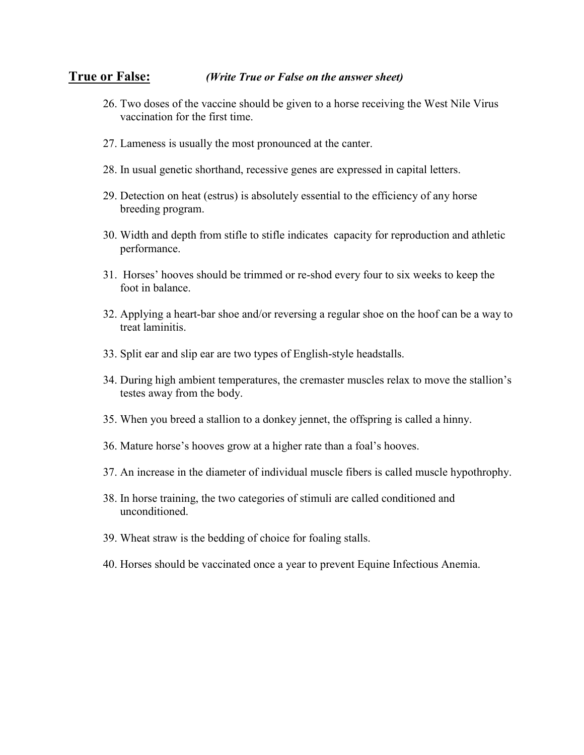**True or False:** ***(Write True or False on the answer sheet)***

26. Two doses of the vaccine should be given to a horse receiving the West Nile Virus vaccination for the first time.
27. Lameness is usually the most pronounced at the canter.
28. In usual genetic shorthand, recessive genes are expressed in capital letters.
29. Detection on heat (estrus) is absolutely essential to the efficiency of any horse breeding program.
30. Width and depth from stifle to stifle indicates capacity for reproduction and athletic performance.
31. Horses' hooves should be trimmed or re-shod every four to six weeks to keep the foot in balance.
32. Applying a heart-bar shoe and/or reversing a regular shoe on the hoof can be a way to treat laminitis.
33. Split ear and slip ear are two types of English-style headstalls.
34. During high ambient temperatures, the cremaster muscles relax to move the stallion's testes away from the body.
35. When you breed a stallion to a donkey jennet, the offspring is called a hinny.
36. Mature horse's hooves grow at a higher rate than a foal's hooves.
37. An increase in the diameter of individual muscle fibers is called muscle hypothrophy.
38. In horse training, the two categories of stimuli are called conditioned and unconditioned.
39. Wheat straw is the bedding of choice for foaling stalls.
40. Horses should be vaccinated once a year to prevent Equine Infectious Anemia.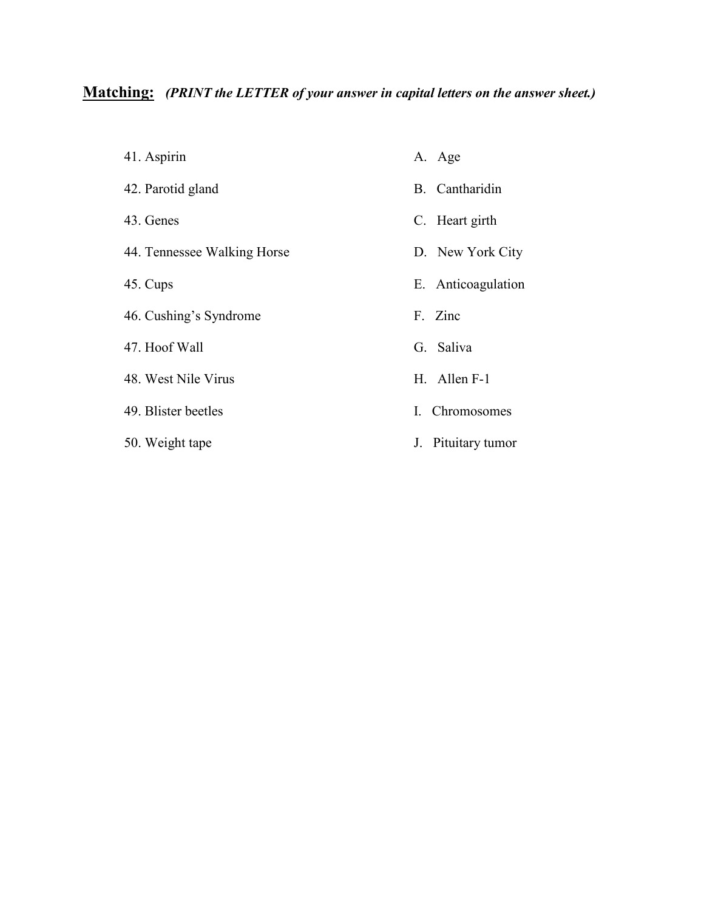**Matching:** ***(PRINT the LETTER of your answer in capital letters on the answer sheet.)***

| | |
|---|---|
| 41. Aspirin | A. Age |
| 42. Parotid gland | B. Cantharidin |
| 43. Genes | C. Heart girth |
| 44. Tennessee Walking Horse | D. New York City |
| 45. Cups | E. Anticoagulation |
| 46. Cushing's Syndrome | F. Zinc |
| 47. Hoof Wall | G. Saliva |
| 48. West Nile Virus | H. Allen F-1 |
| 49. Blister beetles | I. Chromosomes |
| 50. Weight tape | J. Pituitary tumor |